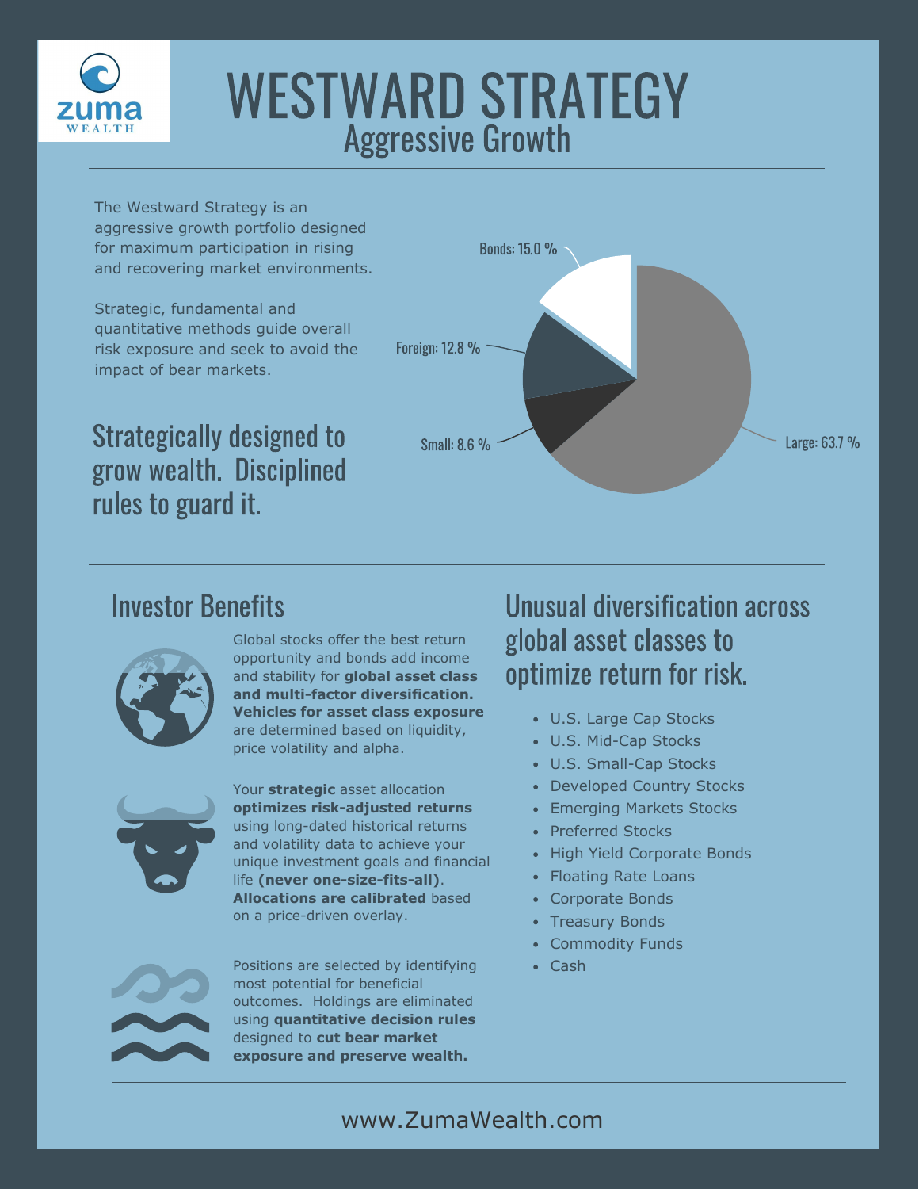zuma WEALTH

# WESTWARD STRATEGY

## Aggressive Growth

The Westward Strategy is an aggressive growth portfolio designed for maximum participation in rising and recovering market environments.

Strategic, fundamental and quantitative methods guide overall risk exposure and seek to avoid the impact of bear markets.

Bonds: 15.0 %
Foreign: 12.8 %
Small: 8.6 %
Large: 63.7 %

### Strategically designed to grow wealth. Disciplined rules to guard it.

## Investor Benefits

Global stocks offer the best return opportunity and bonds add income and stability for **global asset class and multi-factor diversification. Vehicles for asset class exposure** are determined based on liquidity, price volatility and alpha.

Your **strategic** asset allocation **optimizes risk-adjusted returns** using long-dated historical returns and volatility data to achieve your unique investment goals and financial life **(never one-size-fits-all)**. **Allocations are calibrated** based on a price-driven overlay.

Positions are selected by identifying most potential for beneficial outcomes. Holdings are eliminated using **quantitative decision rules** designed to **cut bear market exposure and preserve wealth.**

## Unusual diversification across global asset classes to optimize return for risk.

- U.S. Large Cap Stocks
- U.S. Mid-Cap Stocks
- U.S. Small-Cap Stocks
- Developed Country Stocks
- Emerging Markets Stocks
- Preferred Stocks
- High Yield Corporate Bonds
- Floating Rate Loans
- Corporate Bonds
- Treasury Bonds
- Commodity Funds
- Cash

www.ZumaWealth.com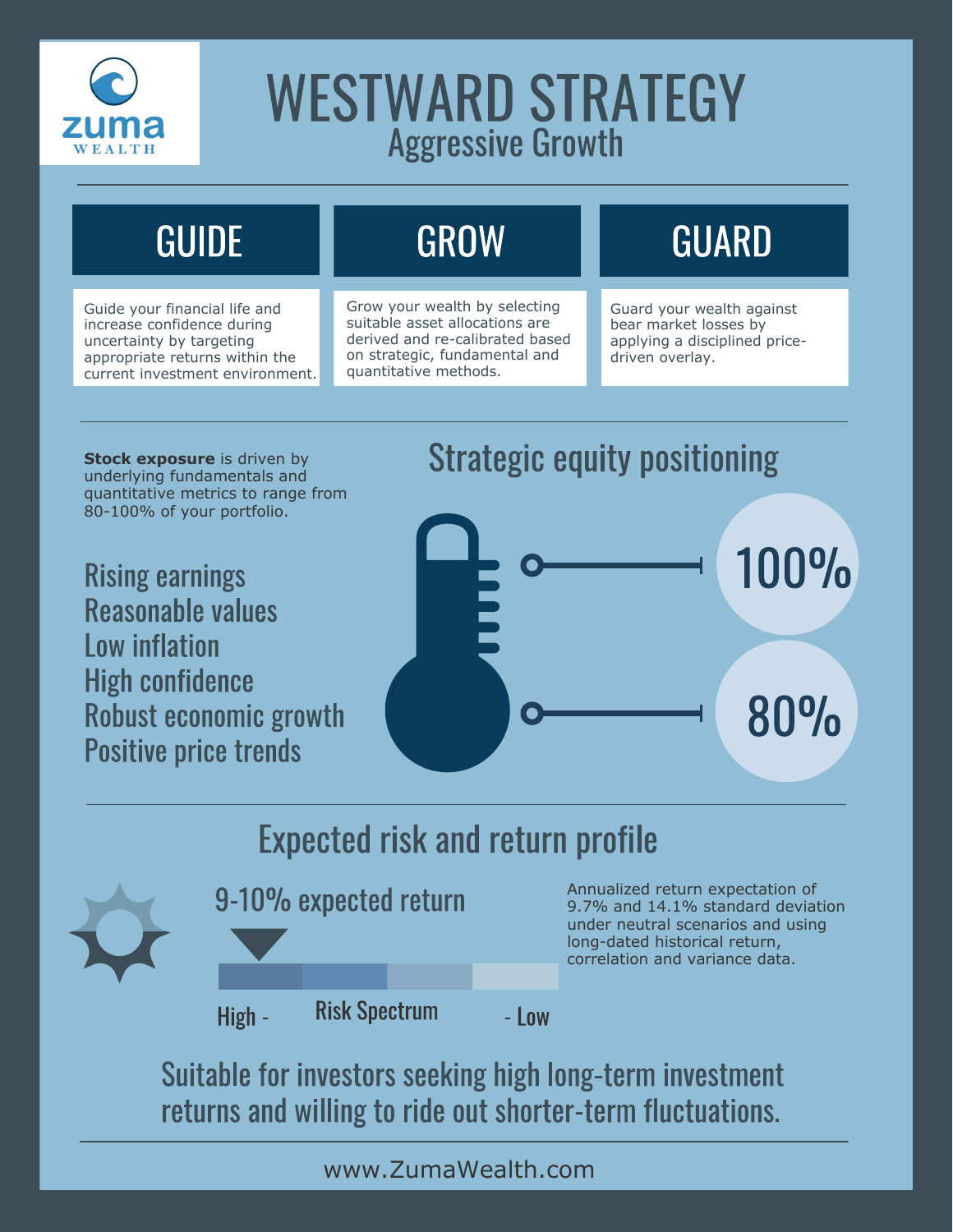zuma
WEALTH

# WESTWARD STRATEGY

## Aggressive Growth

### GUIDE

Guide your financial life and increase confidence during uncertainty by targeting appropriate returns within the current investment environment.

### GROW

Grow your wealth by selecting suitable asset allocations are derived and re-calibrated based on strategic, fundamental and quantitative methods.

### GUARD

Guard your wealth against bear market losses by applying a disciplined price-driven overlay.

## Strategic equity positioning

**Stock exposure** is driven by underlying fundamentals and quantitative metrics to range from 80-100% of your portfolio.

Rising earnings
Reasonable values
Low inflation
High confidence
Robust economic growth
Positive price trends

100%

80%

## Expected risk and return profile

9-10% expected return

High - Risk Spectrum - Low

Annualized return expectation of 9.7% and 14.1% standard deviation under neutral scenarios and using long-dated historical return, correlation and variance data.

Suitable for investors seeking high long-term investment returns and willing to ride out shorter-term fluctuations.

www.ZumaWealth.com